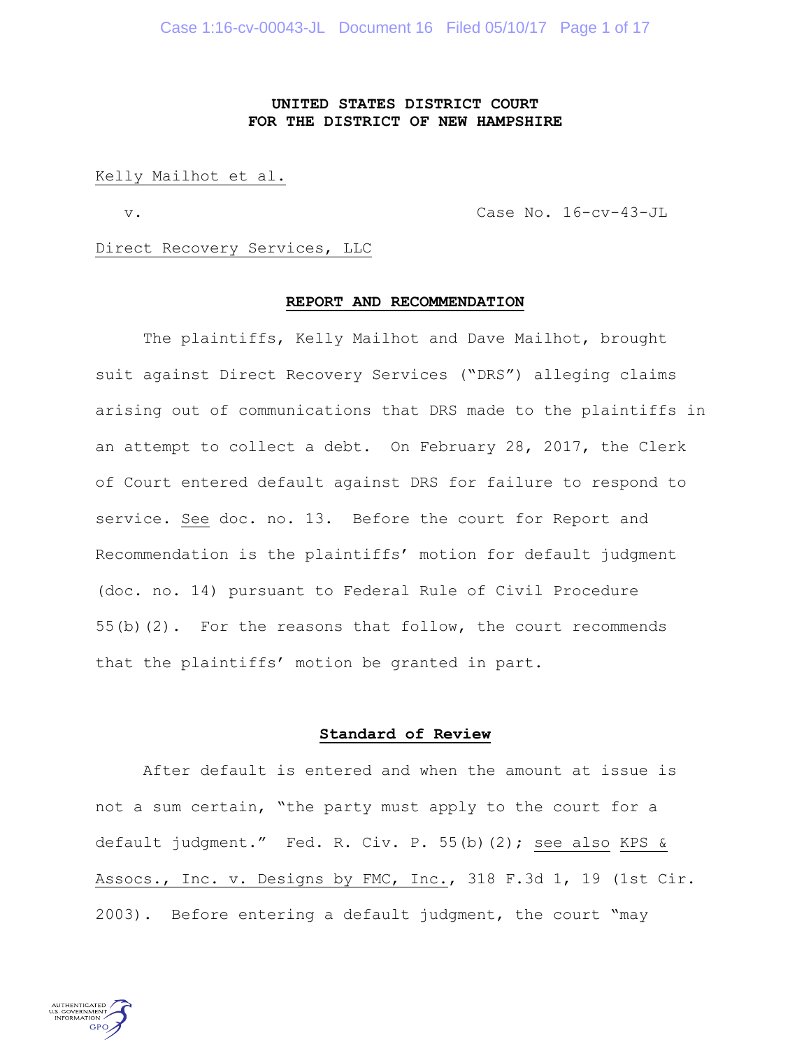**UNITED STATES DISTRICT COURT**
**FOR THE DISTRICT OF NEW HAMPSHIRE**

Kelly Mailhot et al.

v. Case No. 16-cv-43-JL

Direct Recovery Services, LLC

## REPORT AND RECOMMENDATION

The plaintiffs, Kelly Mailhot and Dave Mailhot, brought suit against Direct Recovery Services ("DRS") alleging claims arising out of communications that DRS made to the plaintiffs in an attempt to collect a debt. On February 28, 2017, the Clerk of Court entered default against DRS for failure to respond to service. See doc. no. 13. Before the court for Report and Recommendation is the plaintiffs' motion for default judgment (doc. no. 14) pursuant to Federal Rule of Civil Procedure 55(b)(2). For the reasons that follow, the court recommends that the plaintiffs' motion be granted in part.

### Standard of Review

After default is entered and when the amount at issue is not a sum certain, "the party must apply to the court for a default judgment." Fed. R. Civ. P. 55(b)(2); see also KPS & Assocs., Inc. v. Designs by FMC, Inc., 318 F.3d 1, 19 (1st Cir. 2003). Before entering a default judgment, the court "may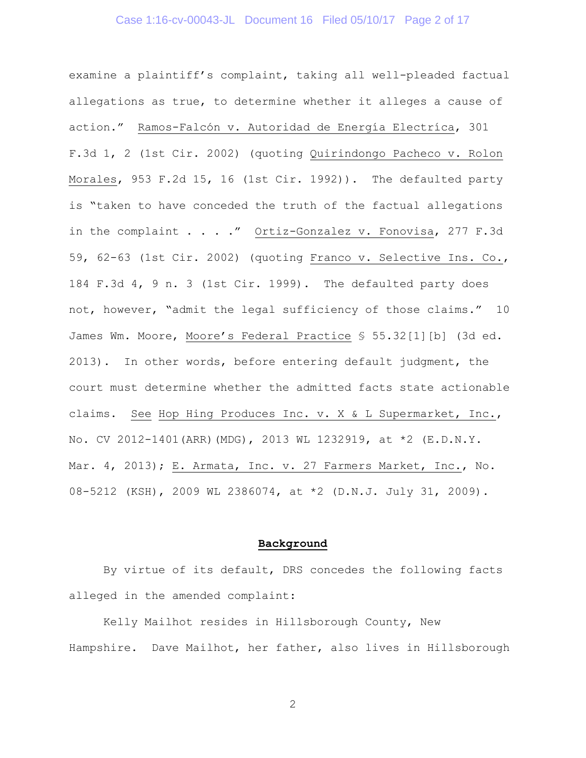examine a plaintiff's complaint, taking all well-pleaded factual allegations as true, to determine whether it alleges a cause of action." Ramos-Falcón v. Autoridad de Energía Electríca, 301 F.3d 1, 2 (1st Cir. 2002) (quoting Quirindongo Pacheco v. Rolon Morales, 953 F.2d 15, 16 (1st Cir. 1992)). The defaulted party is "taken to have conceded the truth of the factual allegations in the complaint . . . ." Ortiz-Gonzalez v. Fonovisa, 277 F.3d 59, 62-63 (1st Cir. 2002) (quoting Franco v. Selective Ins. Co., 184 F.3d 4, 9 n. 3 (1st Cir. 1999). The defaulted party does not, however, "admit the legal sufficiency of those claims." 10 James Wm. Moore, Moore's Federal Practice § 55.32[1][b] (3d ed. 2013). In other words, before entering default judgment, the court must determine whether the admitted facts state actionable claims. See Hop Hing Produces Inc. v. X & L Supermarket, Inc., No. CV 2012-1401(ARR)(MDG), 2013 WL 1232919, at *2 (E.D.N.Y. Mar. 4, 2013); E. Armata, Inc. v. 27 Farmers Market, Inc., No. 08-5212 (KSH), 2009 WL 2386074, at *2 (D.N.J. July 31, 2009).

## Background

By virtue of its default, DRS concedes the following facts alleged in the amended complaint:

Kelly Mailhot resides in Hillsborough County, New Hampshire. Dave Mailhot, her father, also lives in Hillsborough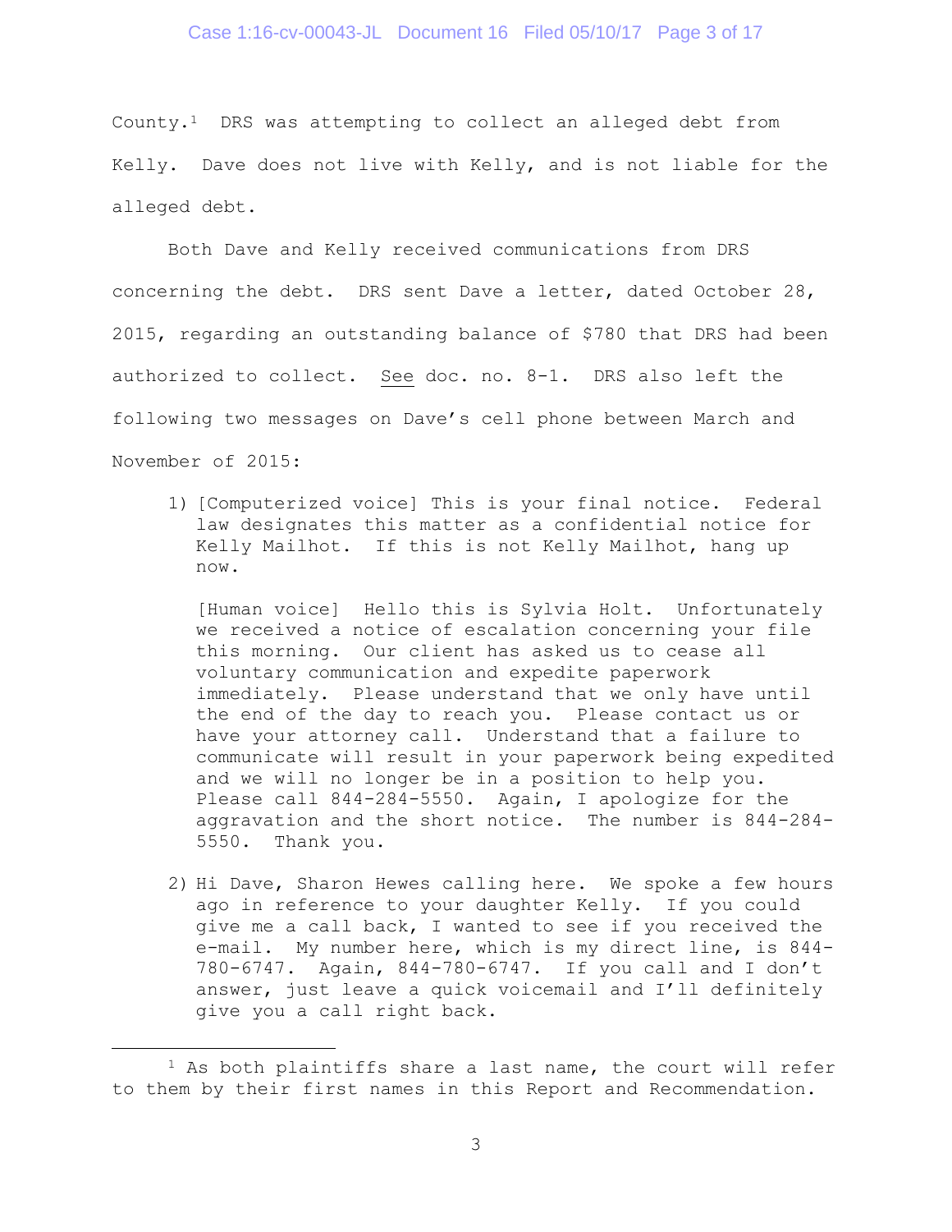County.[1] DRS was attempting to collect an alleged debt from Kelly. Dave does not live with Kelly, and is not liable for the alleged debt.

Both Dave and Kelly received communications from DRS concerning the debt. DRS sent Dave a letter, dated October 28, 2015, regarding an outstanding balance of $780 that DRS had been authorized to collect. See doc. no. 8-1. DRS also left the following two messages on Dave's cell phone between March and November of 2015:

1) [Computerized voice] This is your final notice. Federal law designates this matter as a confidential notice for Kelly Mailhot. If this is not Kelly Mailhot, hang up now.

   [Human voice] Hello this is Sylvia Holt. Unfortunately we received a notice of escalation concerning your file this morning. Our client has asked us to cease all voluntary communication and expedite paperwork immediately. Please understand that we only have until the end of the day to reach you. Please contact us or have your attorney call. Understand that a failure to communicate will result in your paperwork being expedited and we will no longer be in a position to help you. Please call 844-284-5550. Again, I apologize for the aggravation and the short notice. The number is 844-284-5550. Thank you.

2) Hi Dave, Sharon Hewes calling here. We spoke a few hours ago in reference to your daughter Kelly. If you could give me a call back, I wanted to see if you received the e-mail. My number here, which is my direct line, is 844-780-6747. Again, 844-780-6747. If you call and I don't answer, just leave a quick voicemail and I'll definitely give you a call right back.

---

[1] As both plaintiffs share a last name, the court will refer to them by their first names in this Report and Recommendation.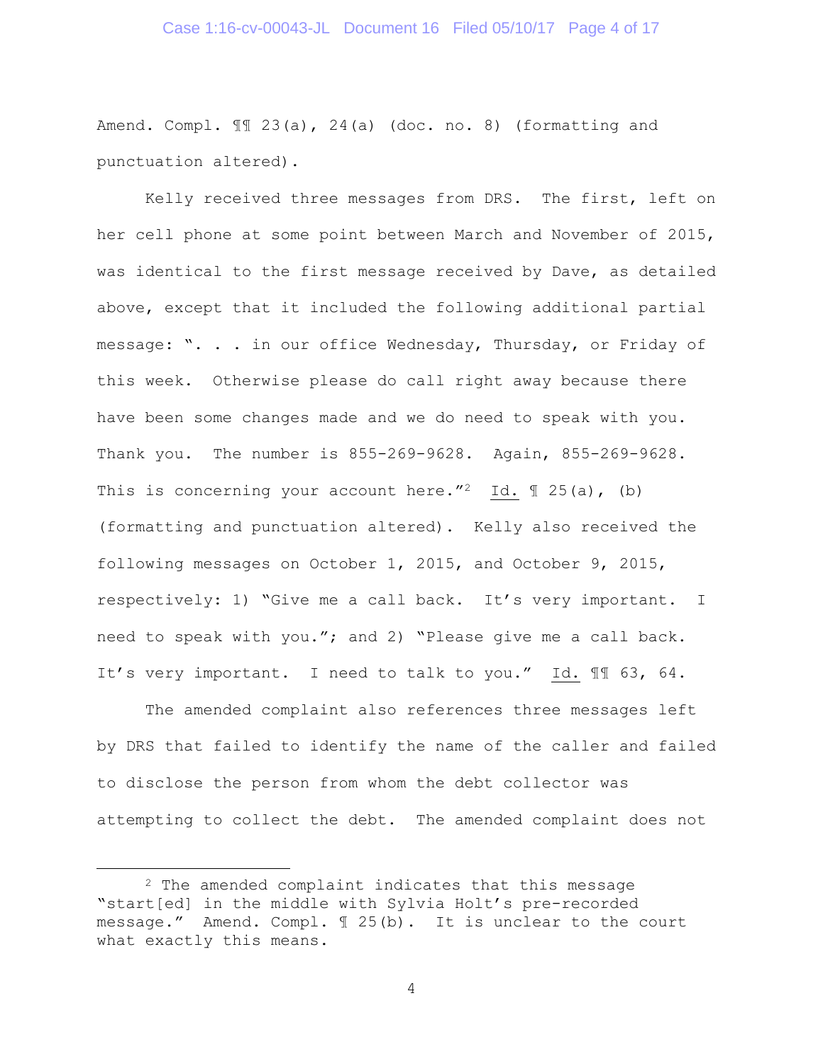Amend. Compl. ¶¶ 23(a), 24(a) (doc. no. 8) (formatting and punctuation altered).

Kelly received three messages from DRS. The first, left on her cell phone at some point between March and November of 2015, was identical to the first message received by Dave, as detailed above, except that it included the following additional partial message: ". . . in our office Wednesday, Thursday, or Friday of this week. Otherwise please do call right away because there have been some changes made and we do need to speak with you. Thank you. The number is 855-269-9628. Again, 855-269-9628. This is concerning your account here."[2] Id. ¶ 25(a), (b) (formatting and punctuation altered). Kelly also received the following messages on October 1, 2015, and October 9, 2015, respectively: 1) "Give me a call back. It's very important. I need to speak with you."; and 2) "Please give me a call back. It's very important. I need to talk to you." Id. ¶¶ 63, 64.

The amended complaint also references three messages left by DRS that failed to identify the name of the caller and failed to disclose the person from whom the debt collector was attempting to collect the debt. The amended complaint does not

[2] The amended complaint indicates that this message "start[ed] in the middle with Sylvia Holt's pre-recorded message." Amend. Compl. ¶ 25(b). It is unclear to the court what exactly this means.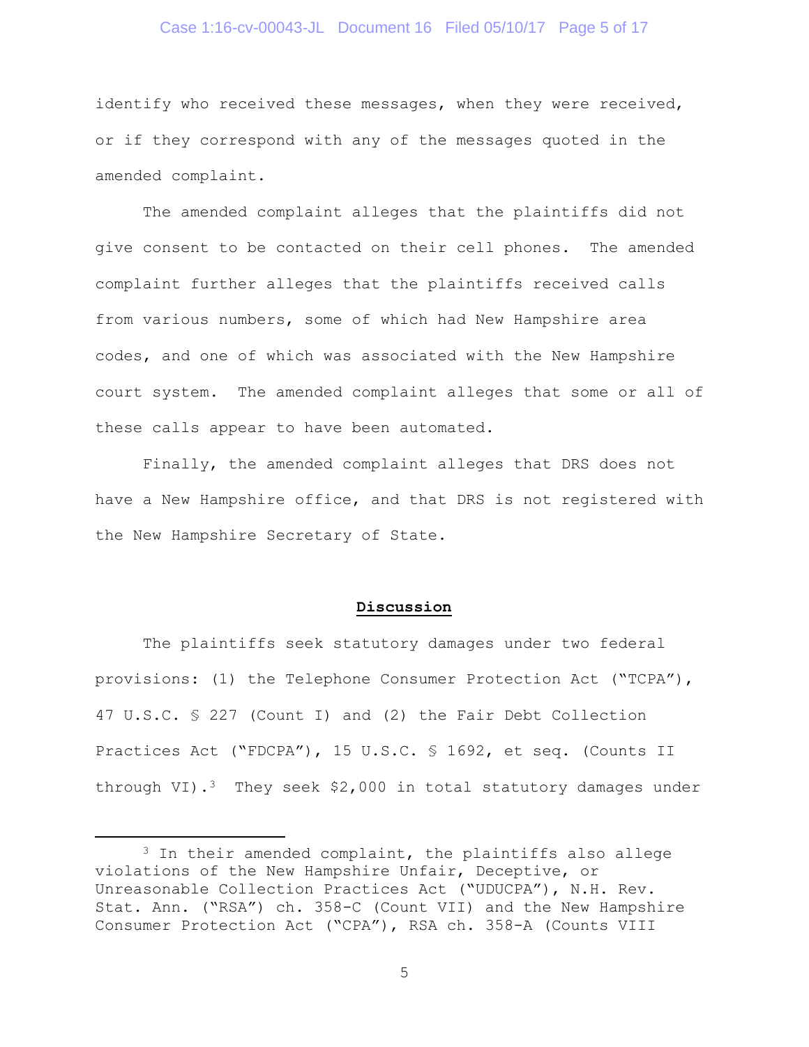identify who received these messages, when they were received, or if they correspond with any of the messages quoted in the amended complaint.

The amended complaint alleges that the plaintiffs did not give consent to be contacted on their cell phones. The amended complaint further alleges that the plaintiffs received calls from various numbers, some of which had New Hampshire area codes, and one of which was associated with the New Hampshire court system. The amended complaint alleges that some or all of these calls appear to have been automated.

Finally, the amended complaint alleges that DRS does not have a New Hampshire office, and that DRS is not registered with the New Hampshire Secretary of State.

## Discussion

The plaintiffs seek statutory damages under two federal provisions: (1) the Telephone Consumer Protection Act ("TCPA"), 47 U.S.C. § 227 (Count I) and (2) the Fair Debt Collection Practices Act ("FDCPA"), 15 U.S.C. § 1692, et seq. (Counts II through VI).[3] They seek $2,000 in total statutory damages under

[3] In their amended complaint, the plaintiffs also allege violations of the New Hampshire Unfair, Deceptive, or Unreasonable Collection Practices Act ("UDUCPA"), N.H. Rev. Stat. Ann. ("RSA") ch. 358-C (Count VII) and the New Hampshire Consumer Protection Act ("CPA"), RSA ch. 358-A (Counts VIII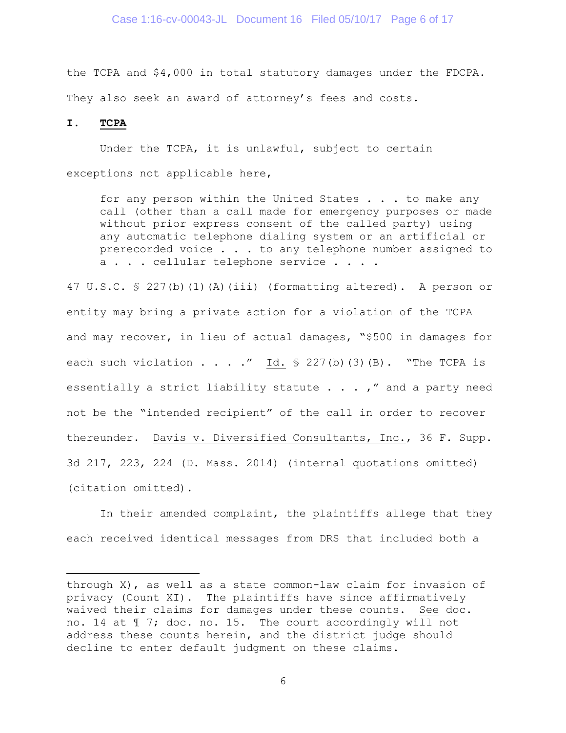the TCPA and $4,000 in total statutory damages under the FDCPA. They also seek an award of attorney's fees and costs.

## I. TCPA

Under the TCPA, it is unlawful, subject to certain exceptions not applicable here,

> for any person within the United States . . . to make any call (other than a call made for emergency purposes or made without prior express consent of the called party) using any automatic telephone dialing system or an artificial or prerecorded voice . . . to any telephone number assigned to a . . . cellular telephone service . . . .

47 U.S.C. § 227(b)(1)(A)(iii) (formatting altered). A person or entity may bring a private action for a violation of the TCPA and may recover, in lieu of actual damages, "$500 in damages for each such violation . . . ." Id. § 227(b)(3)(B). "The TCPA is essentially a strict liability statute . . . ," and a party need not be the "intended recipient" of the call in order to recover thereunder. Davis v. Diversified Consultants, Inc., 36 F. Supp. 3d 217, 223, 224 (D. Mass. 2014) (internal quotations omitted) (citation omitted).

In their amended complaint, the plaintiffs allege that they each received identical messages from DRS that included both a

---

through X), as well as a state common-law claim for invasion of privacy (Count XI). The plaintiffs have since affirmatively waived their claims for damages under these counts. See doc. no. 14 at ¶ 7; doc. no. 15. The court accordingly will not address these counts herein, and the district judge should decline to enter default judgment on these claims.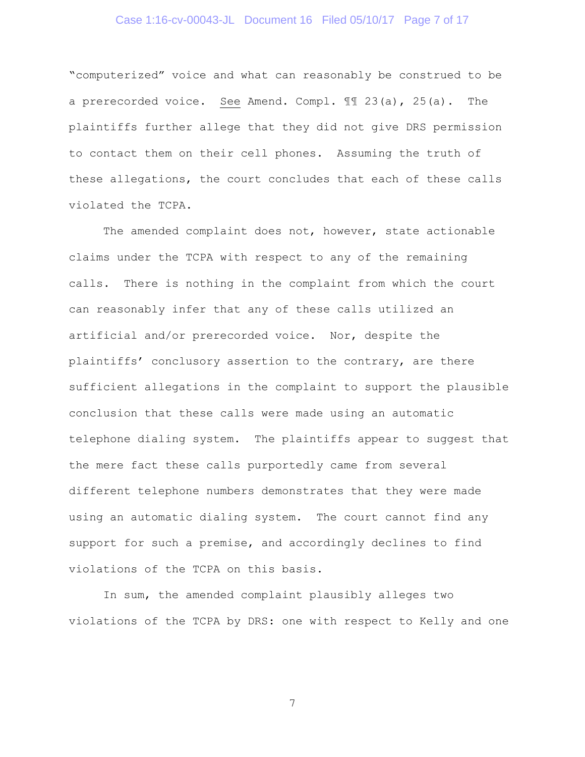"computerized" voice and what can reasonably be construed to be a prerecorded voice. See Amend. Compl. ¶¶ 23(a), 25(a). The plaintiffs further allege that they did not give DRS permission to contact them on their cell phones. Assuming the truth of these allegations, the court concludes that each of these calls violated the TCPA.

The amended complaint does not, however, state actionable claims under the TCPA with respect to any of the remaining calls. There is nothing in the complaint from which the court can reasonably infer that any of these calls utilized an artificial and/or prerecorded voice. Nor, despite the plaintiffs' conclusory assertion to the contrary, are there sufficient allegations in the complaint to support the plausible conclusion that these calls were made using an automatic telephone dialing system. The plaintiffs appear to suggest that the mere fact these calls purportedly came from several different telephone numbers demonstrates that they were made using an automatic dialing system. The court cannot find any support for such a premise, and accordingly declines to find violations of the TCPA on this basis.

In sum, the amended complaint plausibly alleges two violations of the TCPA by DRS: one with respect to Kelly and one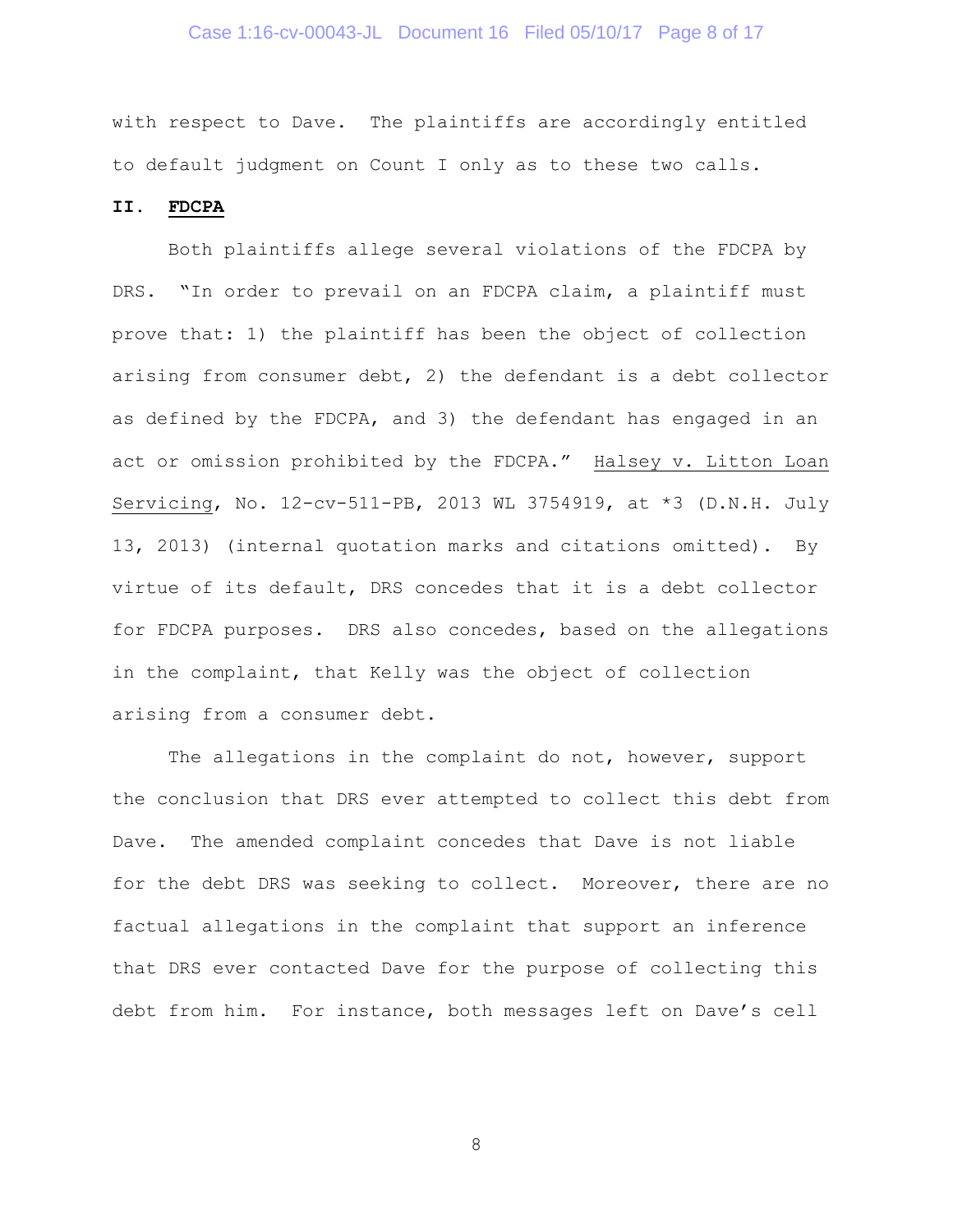with respect to Dave. The plaintiffs are accordingly entitled to default judgment on Count I only as to these two calls.

## II. FDCPA

Both plaintiffs allege several violations of the FDCPA by DRS. "In order to prevail on an FDCPA claim, a plaintiff must prove that: 1) the plaintiff has been the object of collection arising from consumer debt, 2) the defendant is a debt collector as defined by the FDCPA, and 3) the defendant has engaged in an act or omission prohibited by the FDCPA." Halsey v. Litton Loan Servicing, No. 12-cv-511-PB, 2013 WL 3754919, at *3 (D.N.H. July 13, 2013) (internal quotation marks and citations omitted). By virtue of its default, DRS concedes that it is a debt collector for FDCPA purposes. DRS also concedes, based on the allegations in the complaint, that Kelly was the object of collection arising from a consumer debt.

The allegations in the complaint do not, however, support the conclusion that DRS ever attempted to collect this debt from Dave. The amended complaint concedes that Dave is not liable for the debt DRS was seeking to collect. Moreover, there are no factual allegations in the complaint that support an inference that DRS ever contacted Dave for the purpose of collecting this debt from him. For instance, both messages left on Dave's cell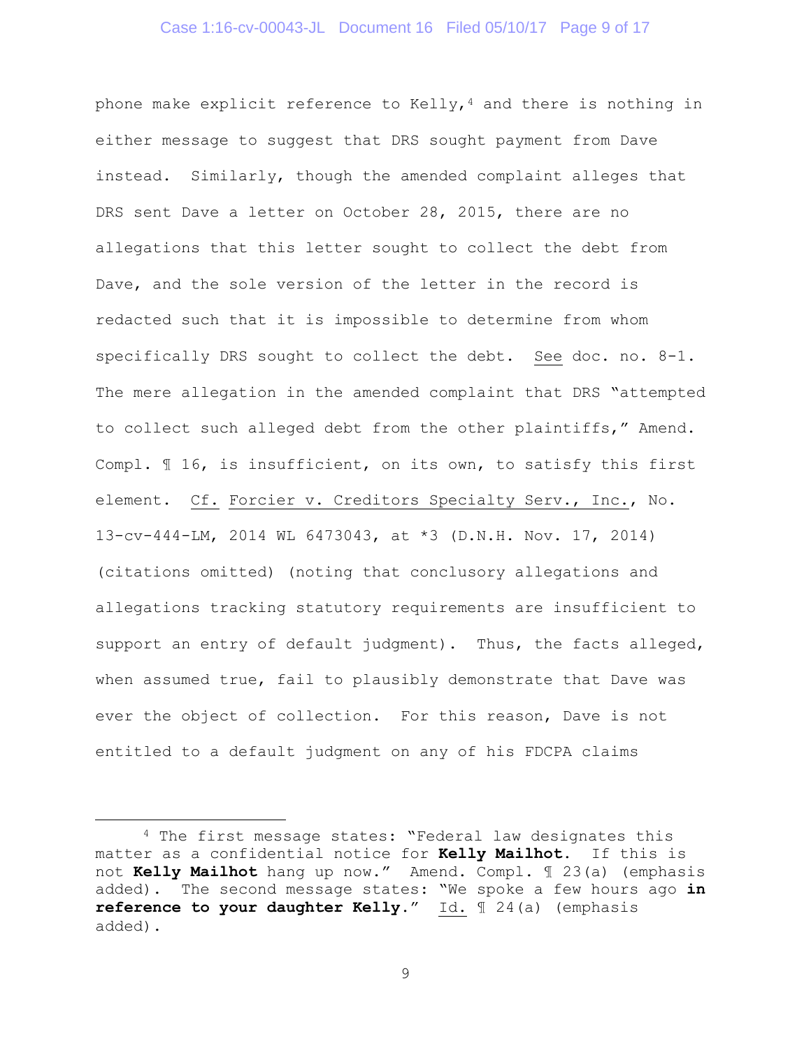phone make explicit reference to Kelly,[4] and there is nothing in either message to suggest that DRS sought payment from Dave instead. Similarly, though the amended complaint alleges that DRS sent Dave a letter on October 28, 2015, there are no allegations that this letter sought to collect the debt from Dave, and the sole version of the letter in the record is redacted such that it is impossible to determine from whom specifically DRS sought to collect the debt. See doc. no. 8-1. The mere allegation in the amended complaint that DRS "attempted to collect such alleged debt from the other plaintiffs," Amend. Compl. ¶ 16, is insufficient, on its own, to satisfy this first element. Cf. Forcier v. Creditors Specialty Serv., Inc., No. 13-cv-444-LM, 2014 WL 6473043, at *3 (D.N.H. Nov. 17, 2014) (citations omitted) (noting that conclusory allegations and allegations tracking statutory requirements are insufficient to support an entry of default judgment). Thus, the facts alleged, when assumed true, fail to plausibly demonstrate that Dave was ever the object of collection. For this reason, Dave is not entitled to a default judgment on any of his FDCPA claims

---

[4] The first message states: "Federal law designates this matter as a confidential notice for **Kelly Mailhot**. If this is not **Kelly Mailhot** hang up now." Amend. Compl. ¶ 23(a) (emphasis added). The second message states: "We spoke a few hours ago **in reference to your daughter Kelly**." Id. ¶ 24(a) (emphasis added).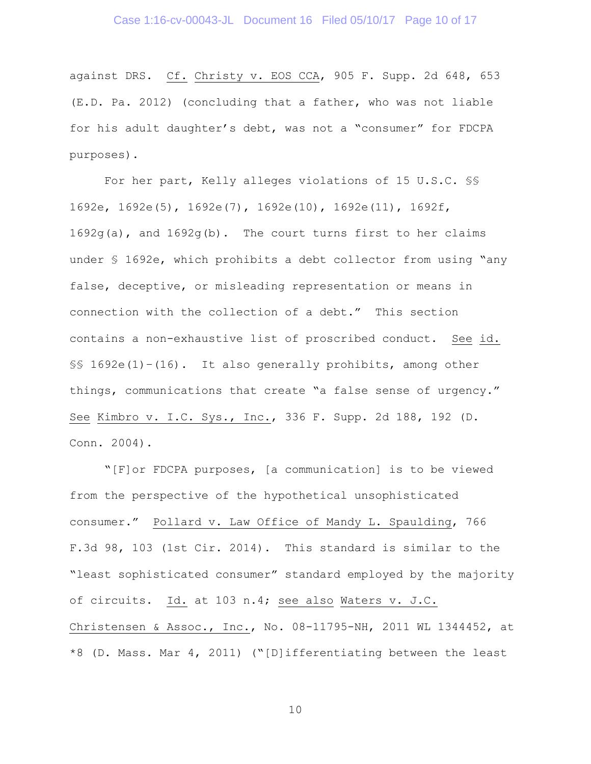against DRS. Cf. Christy v. EOS CCA, 905 F. Supp. 2d 648, 653 (E.D. Pa. 2012) (concluding that a father, who was not liable for his adult daughter's debt, was not a "consumer" for FDCPA purposes).

For her part, Kelly alleges violations of 15 U.S.C. §§ 1692e, 1692e(5), 1692e(7), 1692e(10), 1692e(11), 1692f, 1692g(a), and 1692g(b). The court turns first to her claims under § 1692e, which prohibits a debt collector from using "any false, deceptive, or misleading representation or means in connection with the collection of a debt." This section contains a non-exhaustive list of proscribed conduct. See id. §§ 1692e(1)-(16). It also generally prohibits, among other things, communications that create "a false sense of urgency." See Kimbro v. I.C. Sys., Inc., 336 F. Supp. 2d 188, 192 (D. Conn. 2004).

"[F]or FDCPA purposes, [a communication] is to be viewed from the perspective of the hypothetical unsophisticated consumer." Pollard v. Law Office of Mandy L. Spaulding, 766 F.3d 98, 103 (1st Cir. 2014). This standard is similar to the "least sophisticated consumer" standard employed by the majority of circuits. Id. at 103 n.4; see also Waters v. J.C. Christensen & Assoc., Inc., No. 08-11795-NH, 2011 WL 1344452, at *8 (D. Mass. Mar 4, 2011) ("[D]ifferentiating between the least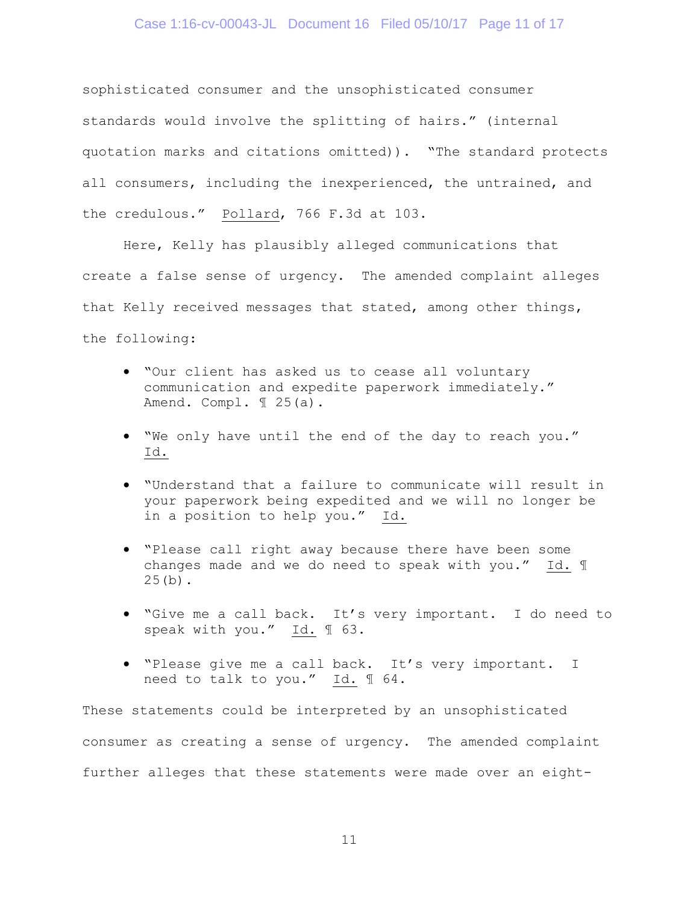sophisticated consumer and the unsophisticated consumer standards would involve the splitting of hairs." (internal quotation marks and citations omitted)). "The standard protects all consumers, including the inexperienced, the untrained, and the credulous." Pollard, 766 F.3d at 103.

Here, Kelly has plausibly alleged communications that create a false sense of urgency. The amended complaint alleges that Kelly received messages that stated, among other things, the following:

- "Our client has asked us to cease all voluntary communication and expedite paperwork immediately." Amend. Compl. ¶ 25(a).
- "We only have until the end of the day to reach you." Id.
- "Understand that a failure to communicate will result in your paperwork being expedited and we will no longer be in a position to help you." Id.
- "Please call right away because there have been some changes made and we do need to speak with you." Id. ¶ 25(b).
- "Give me a call back. It's very important. I do need to speak with you." Id. ¶ 63.
- "Please give me a call back. It's very important. I need to talk to you." Id. ¶ 64.

These statements could be interpreted by an unsophisticated consumer as creating a sense of urgency. The amended complaint further alleges that these statements were made over an eight-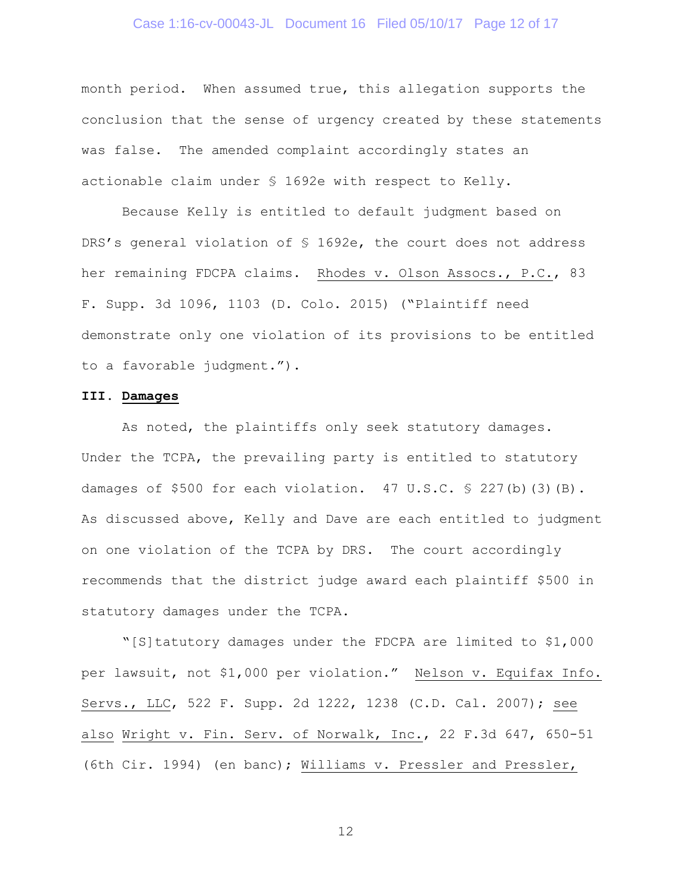month period. When assumed true, this allegation supports the conclusion that the sense of urgency created by these statements was false. The amended complaint accordingly states an actionable claim under § 1692e with respect to Kelly.

Because Kelly is entitled to default judgment based on DRS's general violation of § 1692e, the court does not address her remaining FDCPA claims. Rhodes v. Olson Assocs., P.C., 83 F. Supp. 3d 1096, 1103 (D. Colo. 2015) ("Plaintiff need demonstrate only one violation of its provisions to be entitled to a favorable judgment.").

## III. Damages

As noted, the plaintiffs only seek statutory damages. Under the TCPA, the prevailing party is entitled to statutory damages of $500 for each violation. 47 U.S.C. § 227(b)(3)(B). As discussed above, Kelly and Dave are each entitled to judgment on one violation of the TCPA by DRS. The court accordingly recommends that the district judge award each plaintiff $500 in statutory damages under the TCPA.

"[S]tatutory damages under the FDCPA are limited to $1,000 per lawsuit, not $1,000 per violation." Nelson v. Equifax Info. Servs., LLC, 522 F. Supp. 2d 1222, 1238 (C.D. Cal. 2007); see also Wright v. Fin. Serv. of Norwalk, Inc., 22 F.3d 647, 650-51 (6th Cir. 1994) (en banc); Williams v. Pressler and Pressler,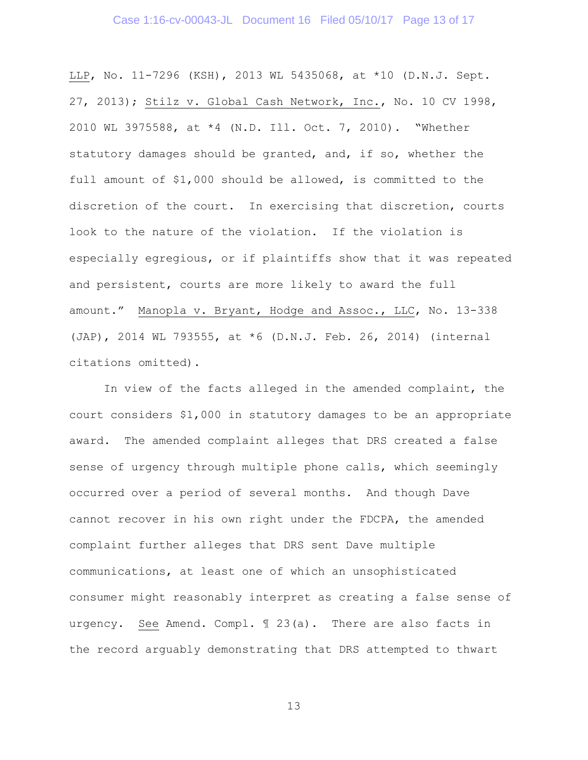LLP, No. 11-7296 (KSH), 2013 WL 5435068, at *10 (D.N.J. Sept. 27, 2013); Stilz v. Global Cash Network, Inc., No. 10 CV 1998, 2010 WL 3975588, at *4 (N.D. Ill. Oct. 7, 2010). "Whether statutory damages should be granted, and, if so, whether the full amount of $1,000 should be allowed, is committed to the discretion of the court. In exercising that discretion, courts look to the nature of the violation. If the violation is especially egregious, or if plaintiffs show that it was repeated and persistent, courts are more likely to award the full amount." Manopla v. Bryant, Hodge and Assoc., LLC, No. 13-338 (JAP), 2014 WL 793555, at *6 (D.N.J. Feb. 26, 2014) (internal citations omitted).

In view of the facts alleged in the amended complaint, the court considers $1,000 in statutory damages to be an appropriate award. The amended complaint alleges that DRS created a false sense of urgency through multiple phone calls, which seemingly occurred over a period of several months. And though Dave cannot recover in his own right under the FDCPA, the amended complaint further alleges that DRS sent Dave multiple communications, at least one of which an unsophisticated consumer might reasonably interpret as creating a false sense of urgency. See Amend. Compl. ¶ 23(a). There are also facts in the record arguably demonstrating that DRS attempted to thwart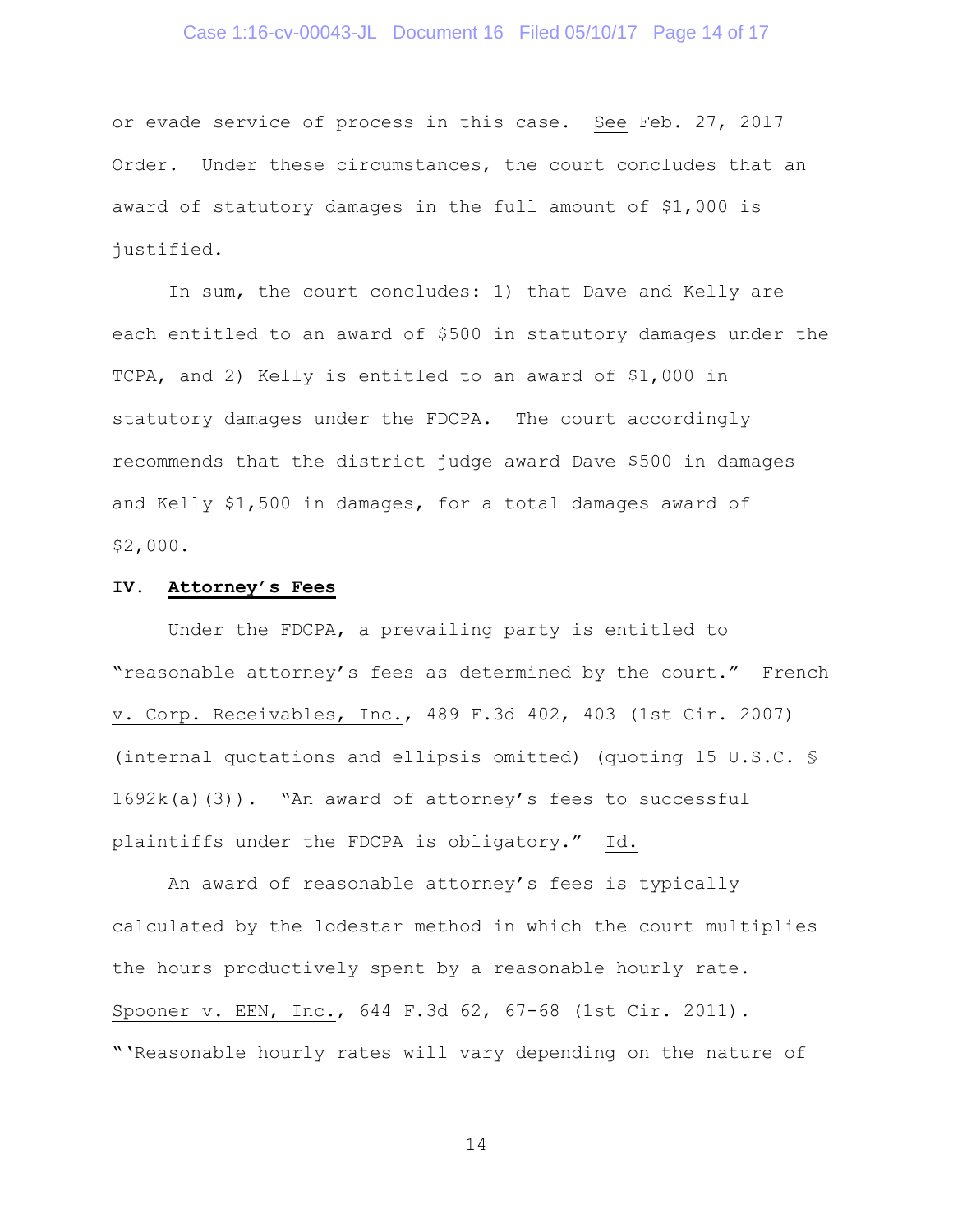or evade service of process in this case. See Feb. 27, 2017 Order. Under these circumstances, the court concludes that an award of statutory damages in the full amount of $1,000 is justified.

In sum, the court concludes: 1) that Dave and Kelly are each entitled to an award of $500 in statutory damages under the TCPA, and 2) Kelly is entitled to an award of $1,000 in statutory damages under the FDCPA. The court accordingly recommends that the district judge award Dave $500 in damages and Kelly $1,500 in damages, for a total damages award of $2,000.

## IV. Attorney's Fees

Under the FDCPA, a prevailing party is entitled to "reasonable attorney's fees as determined by the court." French v. Corp. Receivables, Inc., 489 F.3d 402, 403 (1st Cir. 2007) (internal quotations and ellipsis omitted) (quoting 15 U.S.C. § 1692k(a)(3)). "An award of attorney's fees to successful plaintiffs under the FDCPA is obligatory." Id.

An award of reasonable attorney's fees is typically calculated by the lodestar method in which the court multiplies the hours productively spent by a reasonable hourly rate. Spooner v. EEN, Inc., 644 F.3d 62, 67-68 (1st Cir. 2011). "'Reasonable hourly rates will vary depending on the nature of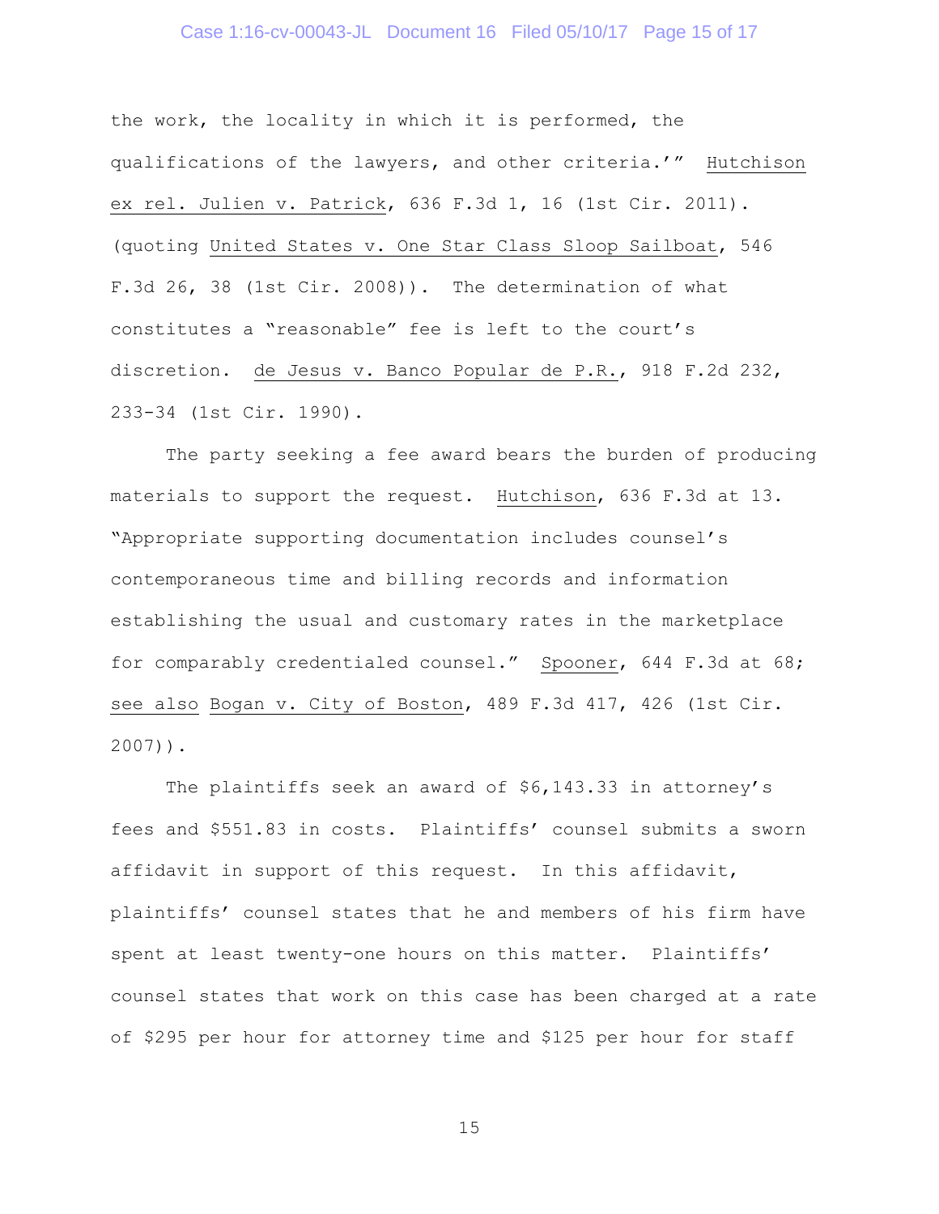the work, the locality in which it is performed, the qualifications of the lawyers, and other criteria.'" Hutchison ex rel. Julien v. Patrick, 636 F.3d 1, 16 (1st Cir. 2011). (quoting United States v. One Star Class Sloop Sailboat, 546 F.3d 26, 38 (1st Cir. 2008)). The determination of what constitutes a "reasonable" fee is left to the court's discretion. de Jesus v. Banco Popular de P.R., 918 F.2d 232, 233-34 (1st Cir. 1990).

The party seeking a fee award bears the burden of producing materials to support the request. Hutchison, 636 F.3d at 13. "Appropriate supporting documentation includes counsel's contemporaneous time and billing records and information establishing the usual and customary rates in the marketplace for comparably credentialed counsel." Spooner, 644 F.3d at 68; see also Bogan v. City of Boston, 489 F.3d 417, 426 (1st Cir. 2007)).

The plaintiffs seek an award of $6,143.33 in attorney's fees and $551.83 in costs. Plaintiffs' counsel submits a sworn affidavit in support of this request. In this affidavit, plaintiffs' counsel states that he and members of his firm have spent at least twenty-one hours on this matter. Plaintiffs' counsel states that work on this case has been charged at a rate of $295 per hour for attorney time and $125 per hour for staff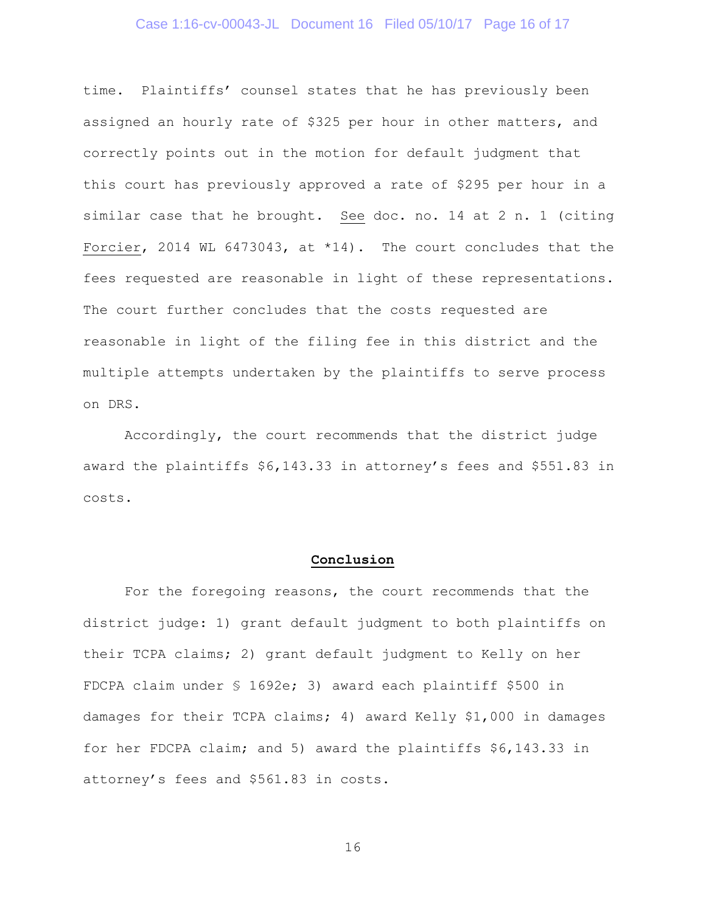time. Plaintiffs' counsel states that he has previously been assigned an hourly rate of $325 per hour in other matters, and correctly points out in the motion for default judgment that this court has previously approved a rate of $295 per hour in a similar case that he brought. See doc. no. 14 at 2 n. 1 (citing Forcier, 2014 WL 6473043, at *14). The court concludes that the fees requested are reasonable in light of these representations. The court further concludes that the costs requested are reasonable in light of the filing fee in this district and the multiple attempts undertaken by the plaintiffs to serve process on DRS.

Accordingly, the court recommends that the district judge award the plaintiffs $6,143.33 in attorney's fees and $551.83 in costs.

## Conclusion

For the foregoing reasons, the court recommends that the district judge: 1) grant default judgment to both plaintiffs on their TCPA claims; 2) grant default judgment to Kelly on her FDCPA claim under § 1692e; 3) award each plaintiff $500 in damages for their TCPA claims; 4) award Kelly $1,000 in damages for her FDCPA claim; and 5) award the plaintiffs $6,143.33 in attorney's fees and $561.83 in costs.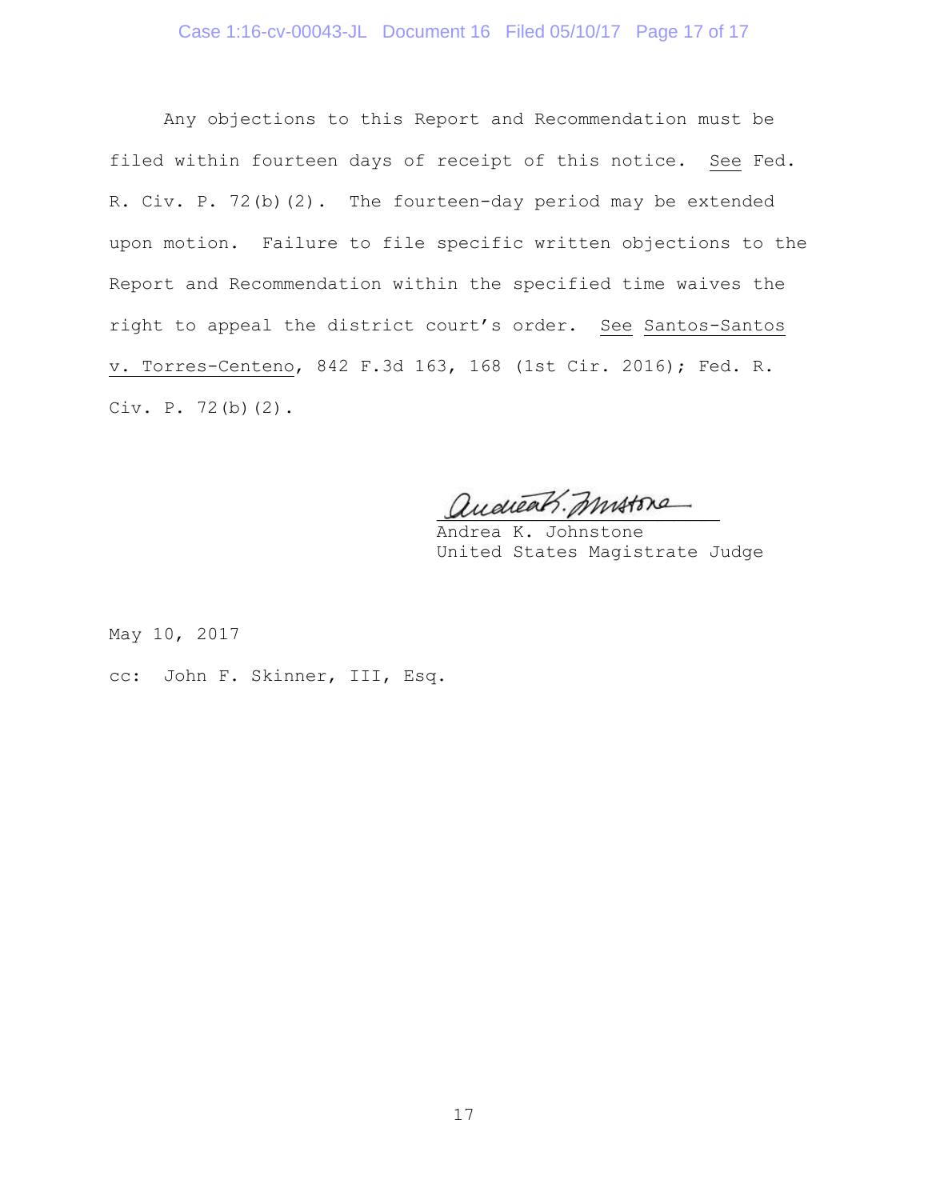Any objections to this Report and Recommendation must be filed within fourteen days of receipt of this notice. See Fed. R. Civ. P. 72(b)(2). The fourteen-day period may be extended upon motion. Failure to file specific written objections to the Report and Recommendation within the specified time waives the right to appeal the district court's order. See Santos-Santos v. Torres-Centeno, 842 F.3d 163, 168 (1st Cir. 2016); Fed. R. Civ. P. 72(b)(2).

Andrea K. Johnstone
United States Magistrate Judge

May 10, 2017

cc: John F. Skinner, III, Esq.